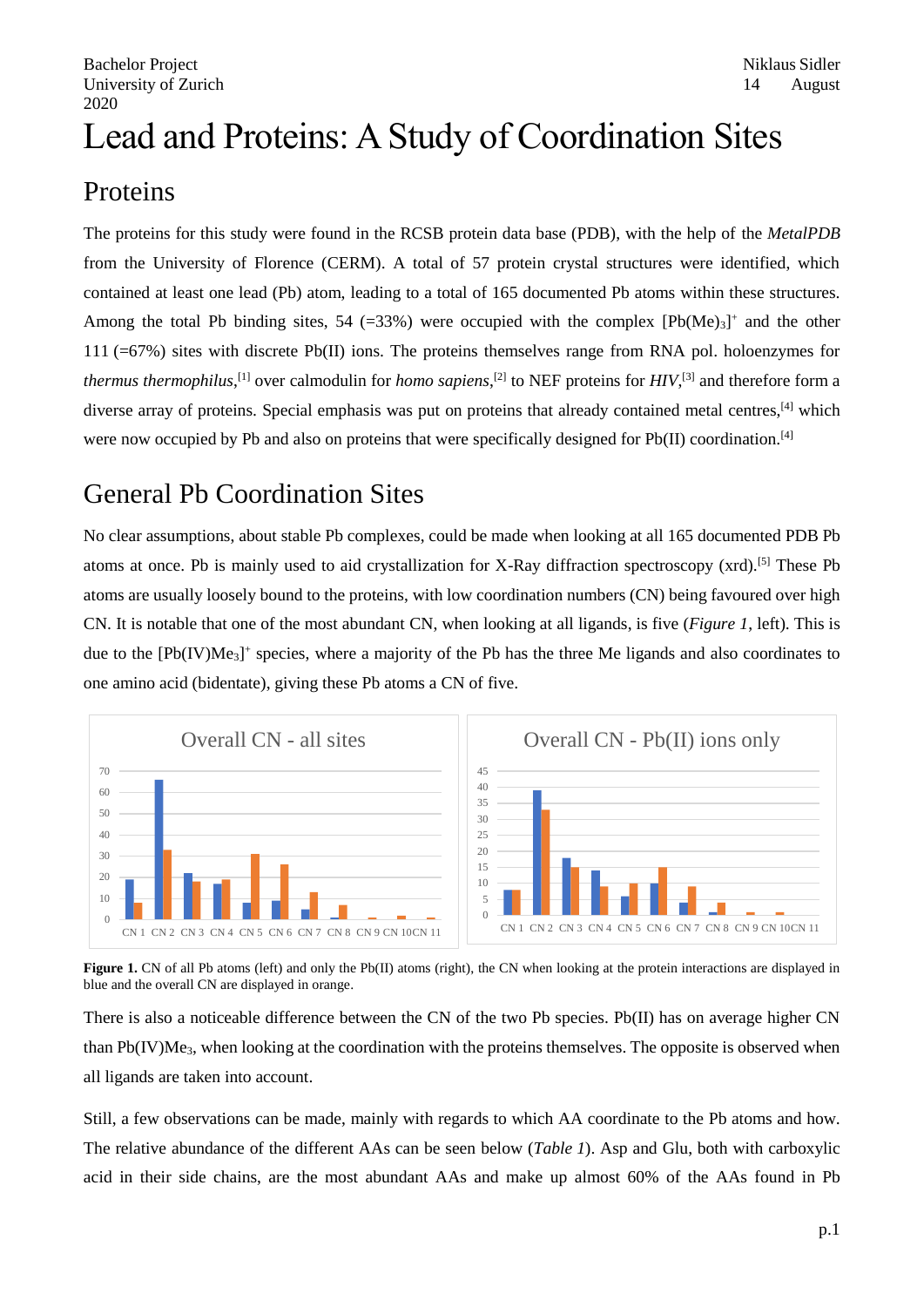Bachelor Project
University of Zurich
2020

Niklaus Sidler
14 August

# Lead and Proteins: A Study of Coordination Sites

## Proteins

The proteins for this study were found in the RCSB protein data base (PDB), with the help of the *MetalPDB* from the University of Florence (CERM). A total of 57 protein crystal structures were identified, which contained at least one lead (Pb) atom, leading to a total of 165 documented Pb atoms within these structures. Among the total Pb binding sites, 54 (=33%) were occupied with the complex $[Pb(Me)_3]^+$ and the other 111 (=67%) sites with discrete Pb(II) ions. The proteins themselves range from RNA pol. holoenzymes for *thermus thermophilus*,[1] over calmodulin for *homo sapiens*,[2] to NEF proteins for *HIV*,[3] and therefore form a diverse array of proteins. Special emphasis was put on proteins that already contained metal centres,[4] which were now occupied by Pb and also on proteins that were specifically designed for Pb(II) coordination.[4]

## General Pb Coordination Sites

No clear assumptions, about stable Pb complexes, could be made when looking at all 165 documented PDB Pb atoms at once. Pb is mainly used to aid crystallization for X-Ray diffraction spectroscopy (xrd).[5] These Pb atoms are usually loosely bound to the proteins, with low coordination numbers (CN) being favoured over high CN. It is notable that one of the most abundant CN, when looking at all ligands, is five (*Figure 1*, left). This is due to the $[Pb(IV)Me_3]^+$ species, where a majority of the Pb has the three Me ligands and also coordinates to one amino acid (bidentate), giving these Pb atoms a CN of five.

**Figure 1.** CN of all Pb atoms (left) and only the Pb(II) atoms (right), the CN when looking at the protein interactions are displayed in blue and the overall CN are displayed in orange.

There is also a noticeable difference between the CN of the two Pb species. Pb(II) has on average higher CN than $Pb(IV)Me_3$, when looking at the coordination with the proteins themselves. The opposite is observed when all ligands are taken into account.

Still, a few observations can be made, mainly with regards to which AA coordinate to the Pb atoms and how. The relative abundance of the different AAs can be seen below (*Table 1*). Asp and Glu, both with carboxylic acid in their side chains, are the most abundant AAs and make up almost 60% of the AAs found in Pb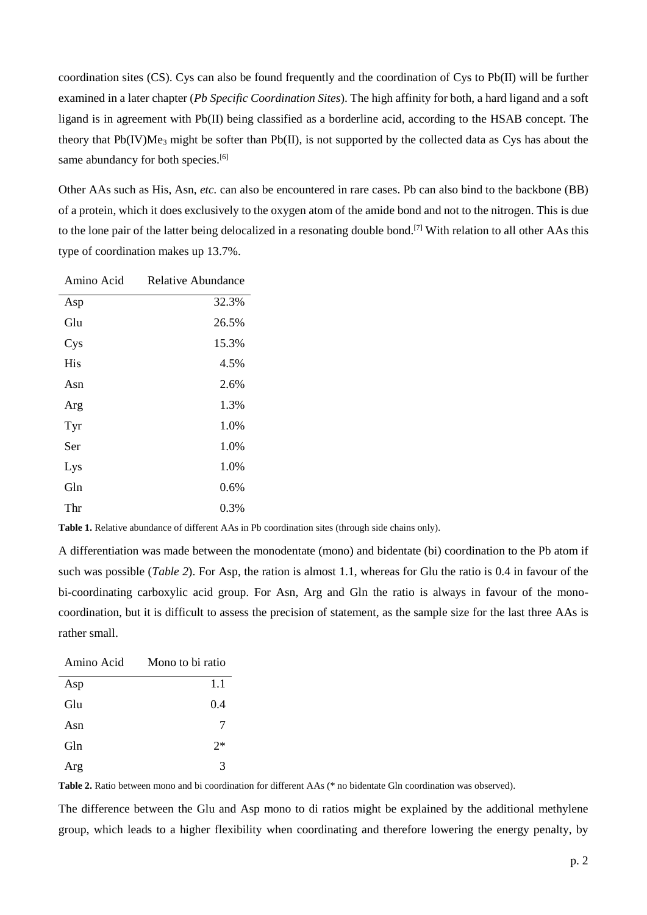coordination sites (CS). Cys can also be found frequently and the coordination of Cys to Pb(II) will be further examined in a later chapter (*Pb Specific Coordination Sites*). The high affinity for both, a hard ligand and a soft ligand is in agreement with Pb(II) being classified as a borderline acid, according to the HSAB concept. The theory that Pb(IV)$Me_3$ might be softer than Pb(II), is not supported by the collected data as Cys has about the same abundancy for both species.[6]

Other AAs such as His, Asn, *etc.* can also be encountered in rare cases. Pb can also bind to the backbone (BB) of a protein, which it does exclusively to the oxygen atom of the amide bond and not to the nitrogen. This is due to the lone pair of the latter being delocalized in a resonating double bond.[7] With relation to all other AAs this type of coordination makes up 13.7%.

| Amino Acid | Relative Abundance |
|---|---:|
| Asp | 32.3% |
| Glu | 26.5% |
| Cys | 15.3% |
| His | 4.5% |
| Asn | 2.6% |
| Arg | 1.3% |
| Tyr | 1.0% |
| Ser | 1.0% |
| Lys | 1.0% |
| Gln | 0.6% |
| Thr | 0.3% |

**Table 1.** Relative abundance of different AAs in Pb coordination sites (through side chains only).

A differentiation was made between the monodentate (mono) and bidentate (bi) coordination to the Pb atom if such was possible (*Table 2*). For Asp, the ration is almost 1.1, whereas for Glu the ratio is 0.4 in favour of the bi-coordinating carboxylic acid group. For Asn, Arg and Gln the ratio is always in favour of the mono-coordination, but it is difficult to assess the precision of statement, as the sample size for the last three AAs is rather small.

| Amino Acid | Mono to bi ratio |
|---|---:|
| Asp | 1.1 |
| Glu | 0.4 |
| Asn | 7 |
| Gln | 2* |
| Arg | 3 |

**Table 2.** Ratio between mono and bi coordination for different AAs (* no bidentate Gln coordination was observed).

The difference between the Glu and Asp mono to di ratios might be explained by the additional methylene group, which leads to a higher flexibility when coordinating and therefore lowering the energy penalty, by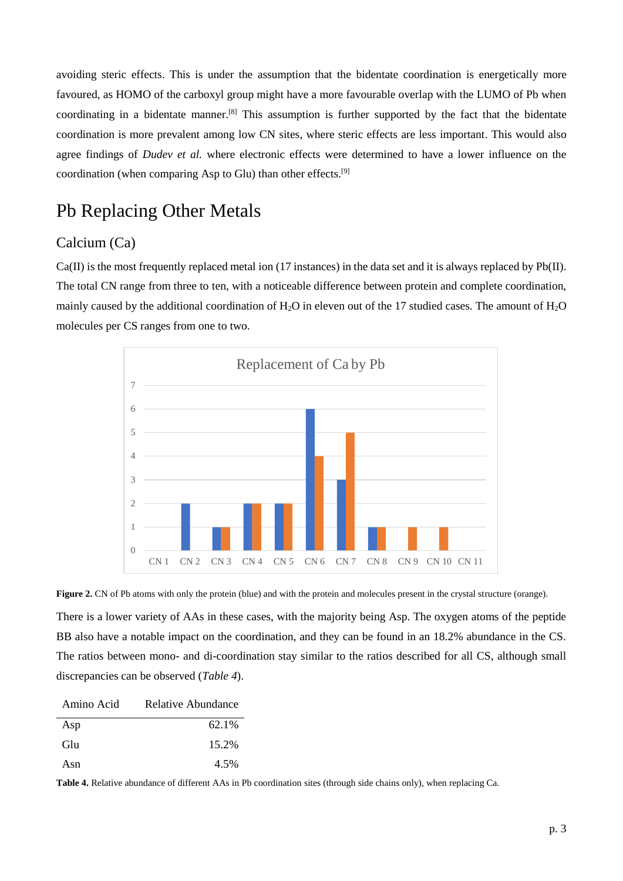avoiding steric effects. This is under the assumption that the bidentate coordination is energetically more favoured, as HOMO of the carboxyl group might have a more favourable overlap with the LUMO of Pb when coordinating in a bidentate manner.[8] This assumption is further supported by the fact that the bidentate coordination is more prevalent among low CN sites, where steric effects are less important. This would also agree findings of *Dudev et al.* where electronic effects were determined to have a lower influence on the coordination (when comparing Asp to Glu) than other effects.[9]

# Pb Replacing Other Metals

## Calcium (Ca)

Ca(II) is the most frequently replaced metal ion (17 instances) in the data set and it is always replaced by Pb(II). The total CN range from three to ten, with a noticeable difference between protein and complete coordination, mainly caused by the additional coordination of $H_2O$ in eleven out of the 17 studied cases. The amount of $H_2O$ molecules per CS ranges from one to two.

**Figure 2.** CN of Pb atoms with only the protein (blue) and with the protein and molecules present in the crystal structure (orange).

There is a lower variety of AAs in these cases, with the majority being Asp. The oxygen atoms of the peptide BB also have a notable impact on the coordination, and they can be found in an 18.2% abundance in the CS. The ratios between mono- and di-coordination stay similar to the ratios described for all CS, although small discrepancies can be observed (*Table 4*).

| Amino Acid | Relative Abundance |
| --- | --- |
| Asp | 62.1% |
| Glu | 15.2% |
| Asn | 4.5% |

**Table 4.** Relative abundance of different AAs in Pb coordination sites (through side chains only), when replacing Ca.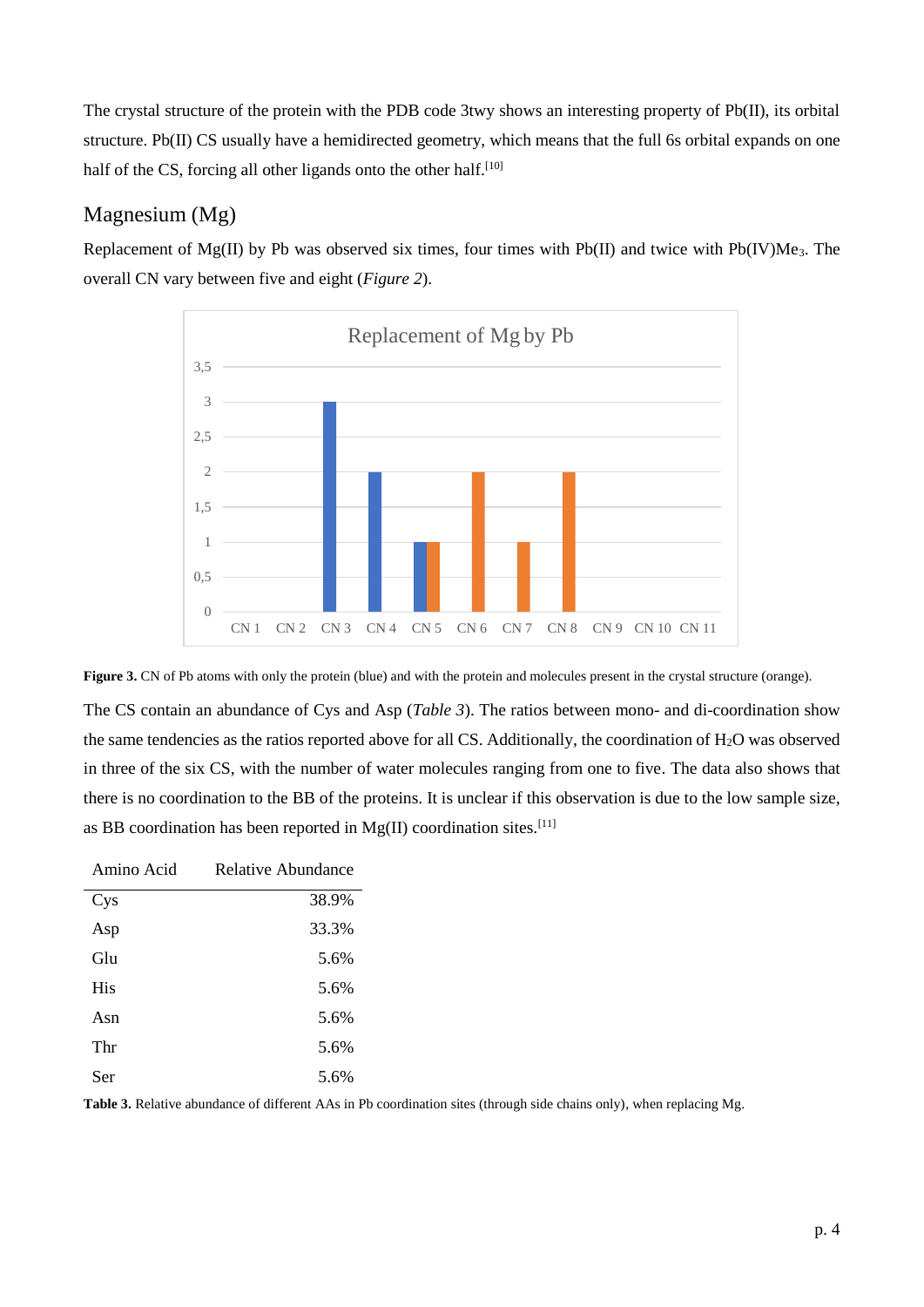The crystal structure of the protein with the PDB code 3twy shows an interesting property of Pb(II), its orbital structure. Pb(II) CS usually have a hemidirected geometry, which means that the full 6s orbital expands on one half of the CS, forcing all other ligands onto the other half.[10]

## Magnesium (Mg)

Replacement of Mg(II) by Pb was observed six times, four times with Pb(II) and twice with Pb(IV)$Me_3$. The overall CN vary between five and eight (*Figure 2*).

**Figure 3.** CN of Pb atoms with only the protein (blue) and with the protein and molecules present in the crystal structure (orange).

The CS contain an abundance of Cys and Asp (*Table 3*). The ratios between mono- and di-coordination show the same tendencies as the ratios reported above for all CS. Additionally, the coordination of $H_2O$ was observed in three of the six CS, with the number of water molecules ranging from one to five. The data also shows that there is no coordination to the BB of the proteins. It is unclear if this observation is due to the low sample size, as BB coordination has been reported in Mg(II) coordination sites.[11]

| Amino Acid | Relative Abundance |
|---|---|
| Cys | 38.9% |
| Asp | 33.3% |
| Glu | 5.6% |
| His | 5.6% |
| Asn | 5.6% |
| Thr | 5.6% |
| Ser | 5.6% |

**Table 3.** Relative abundance of different AAs in Pb coordination sites (through side chains only), when replacing Mg.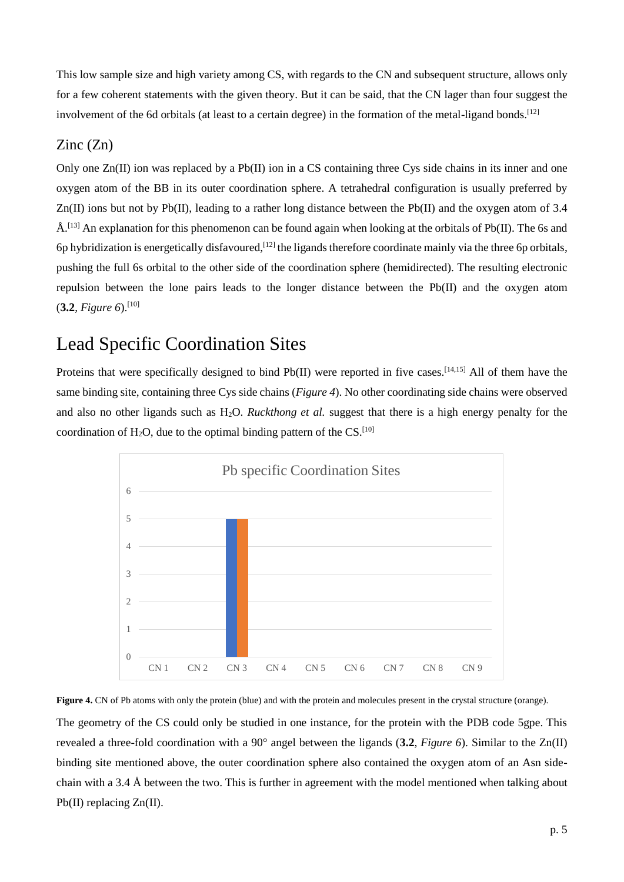This low sample size and high variety among CS, with regards to the CN and subsequent structure, allows only for a few coherent statements with the given theory. But it can be said, that the CN lager than four suggest the involvement of the 6d orbitals (at least to a certain degree) in the formation of the metal-ligand bonds.[12]

## Zinc (Zn)

Only one Zn(II) ion was replaced by a Pb(II) ion in a CS containing three Cys side chains in its inner and one oxygen atom of the BB in its outer coordination sphere. A tetrahedral configuration is usually preferred by Zn(II) ions but not by Pb(II), leading to a rather long distance between the Pb(II) and the oxygen atom of 3.4 Å.[13] An explanation for this phenomenon can be found again when looking at the orbitals of Pb(II). The 6s and 6p hybridization is energetically disfavoured,[12] the ligands therefore coordinate mainly via the three 6p orbitals, pushing the full 6s orbital to the other side of the coordination sphere (hemidirected). The resulting electronic repulsion between the lone pairs leads to the longer distance between the Pb(II) and the oxygen atom (**3.2**, *Figure 6*).[10]

# Lead Specific Coordination Sites

Proteins that were specifically designed to bind Pb(II) were reported in five cases.[14,15] All of them have the same binding site, containing three Cys side chains (*Figure 4*). No other coordinating side chains were observed and also no other ligands such as $H_2O$. *Ruckthong et al.* suggest that there is a high energy penalty for the coordination of $H_2O$, due to the optimal binding pattern of the CS.[10]

Pb specific Coordination Sites

| | CN 1 | CN 2 | CN 3 | CN 4 | CN 5 | CN 6 | CN 7 | CN 8 | CN 9 |
|---|---|---|---|---|---|---|---|---|---|
| Protein (blue) | | | 5 | | | | | | |
| Protein and molecules (orange) | | | 5 | | | | | | |

**Figure 4.** CN of Pb atoms with only the protein (blue) and with the protein and molecules present in the crystal structure (orange).

The geometry of the CS could only be studied in one instance, for the protein with the PDB code 5gpe. This revealed a three-fold coordination with a 90° angel between the ligands (**3.2**, *Figure 6*). Similar to the Zn(II) binding site mentioned above, the outer coordination sphere also contained the oxygen atom of an Asn side-chain with a 3.4 Å between the two. This is further in agreement with the model mentioned when talking about Pb(II) replacing Zn(II).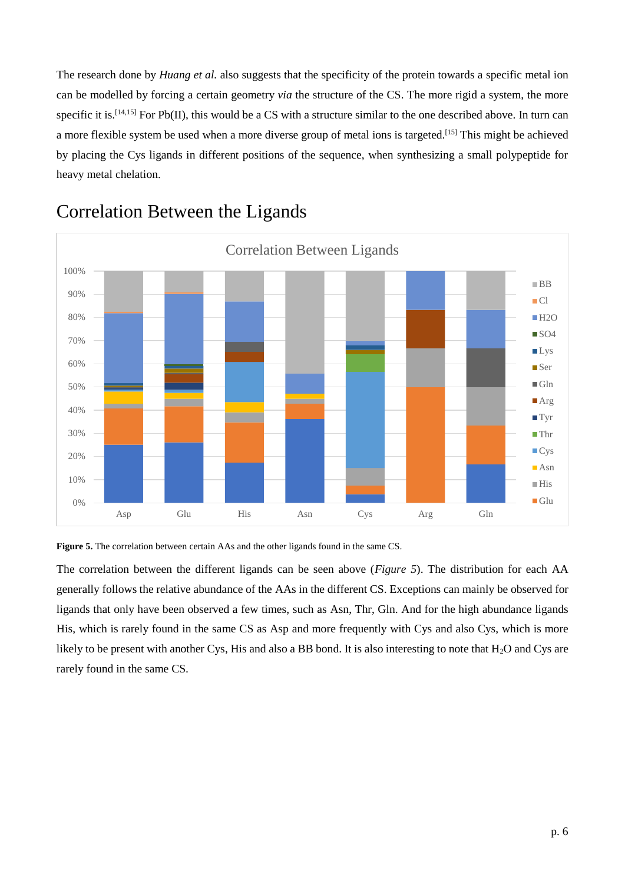The research done by *Huang et al.* also suggests that the specificity of the protein towards a specific metal ion can be modelled by forcing a certain geometry *via* the structure of the CS. The more rigid a system, the more specific it is.[14,15] For Pb(II), this would be a CS with a structure similar to the one described above. In turn can a more flexible system be used when a more diverse group of metal ions is targeted.[15] This might be achieved by placing the Cys ligands in different positions of the sequence, when synthesizing a small polypeptide for heavy metal chelation.

## Correlation Between the Ligands

**Figure 5.** The correlation between certain AAs and the other ligands found in the same CS.

The correlation between the different ligands can be seen above (*Figure 5*). The distribution for each AA generally follows the relative abundance of the AAs in the different CS. Exceptions can mainly be observed for ligands that only have been observed a few times, such as Asn, Thr, Gln. And for the high abundance ligands His, which is rarely found in the same CS as Asp and more frequently with Cys and also Cys, which is more likely to be present with another Cys, His and also a BB bond. It is also interesting to note that $H_2O$ and Cys are rarely found in the same CS.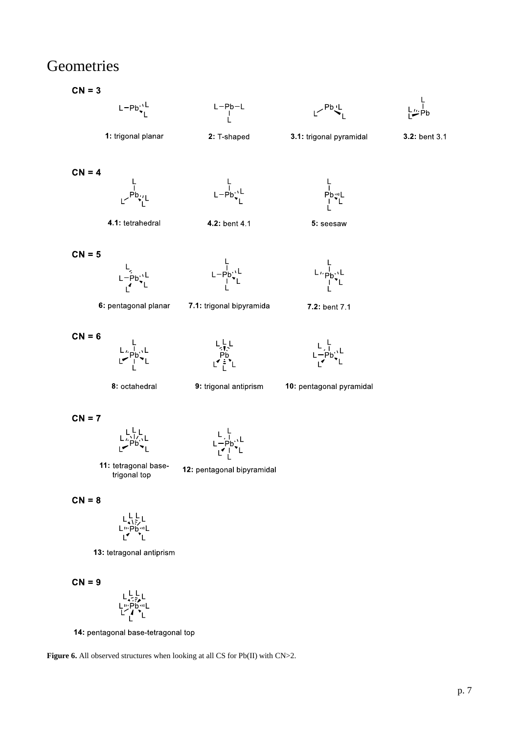# Geometries

**CN = 3**

**1:** trigonal planar

**2:** T-shaped

**3.1:** trigonal pyramidal

**3.2:** bent 3.1

**CN = 4**

**4.1:** tetrahedral

**4.2:** bent 4.1

**5:** seesaw

**CN = 5**

**6:** pentagonal planar

**7.1:** trigonal bipyramida

**7.2:** bent 7.1

**CN = 6**

**8:** octahedral

**9:** trigonal antiprism

**10:** pentagonal pyramidal

**CN = 7**

**11:** tetragonal base-trigonal top

**12:** pentagonal bipyramidal

**CN = 8**

**13:** tetragonal antiprism

**CN = 9**

**14:** pentagonal base-tetragonal top

**Figure 6.** All observed structures when looking at all CS for Pb(II) with CN>2.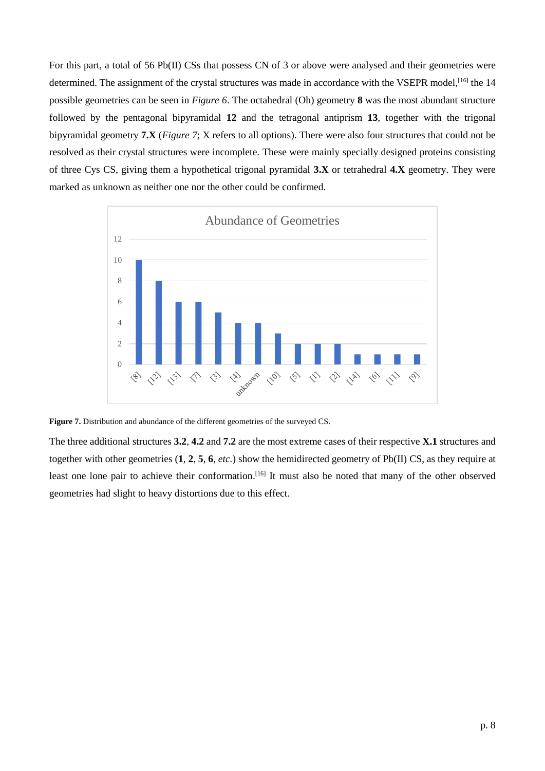For this part, a total of 56 Pb(II) CSs that possess CN of 3 or above were analysed and their geometries were determined. The assignment of the crystal structures was made in accordance with the VSEPR model,[16] the 14 possible geometries can be seen in *Figure 6*. The octahedral (Oh) geometry **8** was the most abundant structure followed by the pentagonal bipyramidal **12** and the tetragonal antiprism **13**, together with the trigonal bipyramidal geometry **7.X** (*Figure 7*; X refers to all options). There were also four structures that could not be resolved as their crystal structures were incomplete. These were mainly specially designed proteins consisting of three Cys CS, giving them a hypothetical trigonal pyramidal **3.X** or tetrahedral **4.X** geometry. They were marked as unknown as neither one nor the other could be confirmed.

**Figure 7.** Distribution and abundance of the different geometries of the surveyed CS.

The three additional structures **3.2**, **4.2** and **7.2** are the most extreme cases of their respective **X.1** structures and together with other geometries (**1**, **2**, **5**, **6**, *etc.*) show the hemidirected geometry of Pb(II) CS, as they require at least one lone pair to achieve their conformation.[16] It must also be noted that many of the other observed geometries had slight to heavy distortions due to this effect.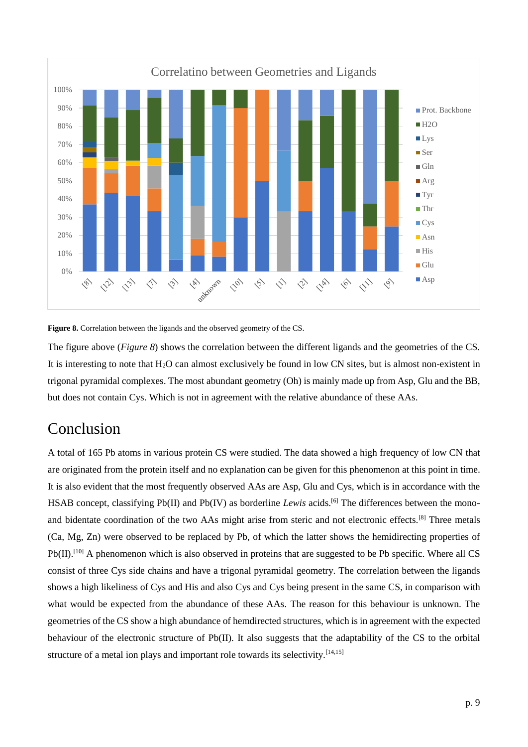**Figure 8.** Correlation between the ligands and the observed geometry of the CS.

The figure above (*Figure 8*) shows the correlation between the different ligands and the geometries of the CS. It is interesting to note that $H_2O$ can almost exclusively be found in low CN sites, but is almost non-existent in trigonal pyramidal complexes. The most abundant geometry (Oh) is mainly made up from Asp, Glu and the BB, but does not contain Cys. Which is not in agreement with the relative abundance of these AAs.

# Conclusion

A total of 165 Pb atoms in various protein CS were studied. The data showed a high frequency of low CN that are originated from the protein itself and no explanation can be given for this phenomenon at this point in time. It is also evident that the most frequently observed AAs are Asp, Glu and Cys, which is in accordance with the HSAB concept, classifying Pb(II) and Pb(IV) as borderline *Lewis* acids.[6] The differences between the mono- and bidentate coordination of the two AAs might arise from steric and not electronic effects.[8] Three metals (Ca, Mg, Zn) were observed to be replaced by Pb, of which the latter shows the hemidirecting properties of Pb(II).[10] A phenomenon which is also observed in proteins that are suggested to be Pb specific. Where all CS consist of three Cys side chains and have a trigonal pyramidal geometry. The correlation between the ligands shows a high likeliness of Cys and His and also Cys and Cys being present in the same CS, in comparison with what would be expected from the abundance of these AAs. The reason for this behaviour is unknown. The geometries of the CS show a high abundance of hemdirected structures, which is in agreement with the expected behaviour of the electronic structure of Pb(II). It also suggests that the adaptability of the CS to the orbital structure of a metal ion plays and important role towards its selectivity.[14,15]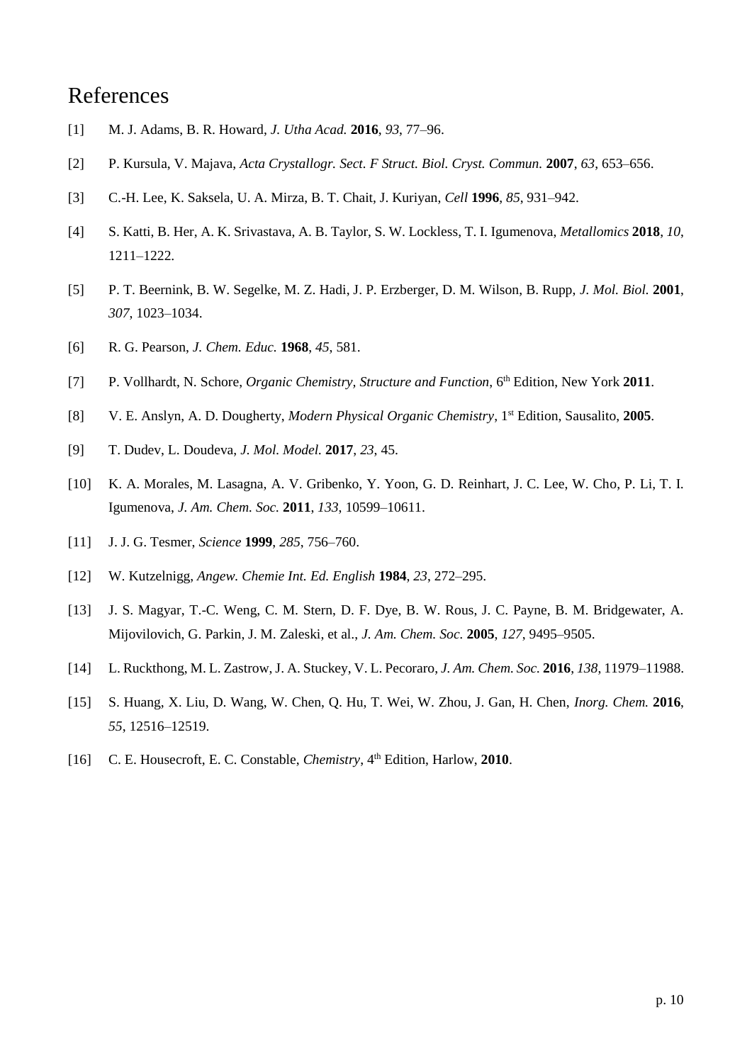# References

[1] M. J. Adams, B. R. Howard, *J. Utha Acad.* **2016**, *93*, 77–96.

[2] P. Kursula, V. Majava, *Acta Crystallogr. Sect. F Struct. Biol. Cryst. Commun.* **2007**, *63*, 653–656.

[3] C.-H. Lee, K. Saksela, U. A. Mirza, B. T. Chait, J. Kuriyan, *Cell* **1996**, *85*, 931–942.

[4] S. Katti, B. Her, A. K. Srivastava, A. B. Taylor, S. W. Lockless, T. I. Igumenova, *Metallomics* **2018**, *10*, 1211–1222.

[5] P. T. Beernink, B. W. Segelke, M. Z. Hadi, J. P. Erzberger, D. M. Wilson, B. Rupp, *J. Mol. Biol.* **2001**, *307*, 1023–1034.

[6] R. G. Pearson, *J. Chem. Educ.* **1968**, *45*, 581.

[7] P. Vollhardt, N. Schore, *Organic Chemistry, Structure and Function*, 6th Edition, New York **2011**.

[8] V. E. Anslyn, A. D. Dougherty, *Modern Physical Organic Chemistry*, 1st Edition, Sausalito, **2005**.

[9] T. Dudev, L. Doudeva, *J. Mol. Model.* **2017**, *23*, 45.

[10] K. A. Morales, M. Lasagna, A. V. Gribenko, Y. Yoon, G. D. Reinhart, J. C. Lee, W. Cho, P. Li, T. I. Igumenova, *J. Am. Chem. Soc.* **2011**, *133*, 10599–10611.

[11] J. J. G. Tesmer, *Science* **1999**, *285*, 756–760.

[12] W. Kutzelnigg, *Angew. Chemie Int. Ed. English* **1984**, *23*, 272–295.

[13] J. S. Magyar, T.-C. Weng, C. M. Stern, D. F. Dye, B. W. Rous, J. C. Payne, B. M. Bridgewater, A. Mijovilovich, G. Parkin, J. M. Zaleski, et al., *J. Am. Chem. Soc.* **2005**, *127*, 9495–9505.

[14] L. Ruckthong, M. L. Zastrow, J. A. Stuckey, V. L. Pecoraro, *J. Am. Chem. Soc.* **2016**, *138*, 11979–11988.

[15] S. Huang, X. Liu, D. Wang, W. Chen, Q. Hu, T. Wei, W. Zhou, J. Gan, H. Chen, *Inorg. Chem.* **2016**, *55*, 12516–12519.

[16] C. E. Housecroft, E. C. Constable, *Chemistry*, 4th Edition, Harlow, **2010**.